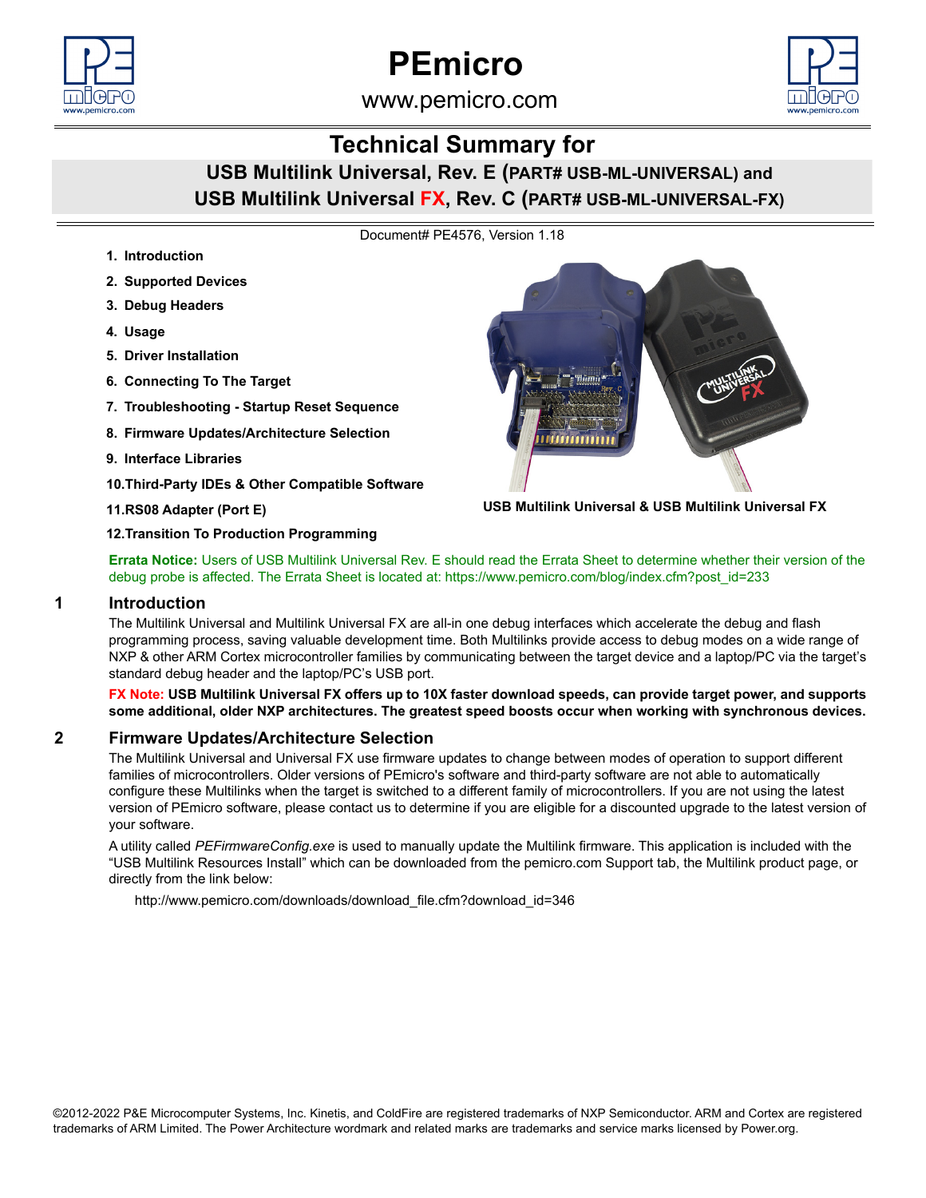# PEmicro

www.pemicro.com

## Technical Summary for

## USB Multilink Universal, Rev. E (PART# USB-ML-UNIVERSAL) and USB Multilink Universal FX, Rev. C (PART# USB-ML-UNIVERSAL-FX)

Document# PE4576, Version 1.18

1. **Introduction**
2. **Supported Devices**
3. **Debug Headers**
4. **Usage**
5. **Driver Installation**
6. **Connecting To The Target**
7. **Troubleshooting - Startup Reset Sequence**
8. **Firmware Updates/Architecture Selection**
9. **Interface Libraries**
10. **Third-Party IDEs & Other Compatible Software**
11. **RS08 Adapter (Port E)**
12. **Transition To Production Programming**

**USB Multilink Universal & USB Multilink Universal FX**

**Errata Notice:** Users of USB Multilink Universal Rev. E should read the Errata Sheet to determine whether their version of the debug probe is affected. The Errata Sheet is located at: https://www.pemicro.com/blog/index.cfm?post_id=233

## 1 Introduction

The Multilink Universal and Multilink Universal FX are all-in one debug interfaces which accelerate the debug and flash programming process, saving valuable development time. Both Multilinks provide access to debug modes on a wide range of NXP & other ARM Cortex microcontroller families by communicating between the target device and a laptop/PC via the target's standard debug header and the laptop/PC's USB port.

**FX Note: USB Multilink Universal FX offers up to 10X faster download speeds, can provide target power, and supports some additional, older NXP architectures. The greatest speed boosts occur when working with synchronous devices.**

## 2 Firmware Updates/Architecture Selection

The Multilink Universal and Universal FX use firmware updates to change between modes of operation to support different families of microcontrollers. Older versions of PEmicro's software and third-party software are not able to automatically configure these Multilinks when the target is switched to a different family of microcontrollers. If you are not using the latest version of PEmicro software, please contact us to determine if you are eligible for a discounted upgrade to the latest version of your software.

A utility called *PEFirmwareConfig.exe* is used to manually update the Multilink firmware. This application is included with the "USB Multilink Resources Install" which can be downloaded from the pemicro.com Support tab, the Multilink product page, or directly from the link below:

http://www.pemicro.com/downloads/download_file.cfm?download_id=346

©2012-2022 P&E Microcomputer Systems, Inc. Kinetis, and ColdFire are registered trademarks of NXP Semiconductor. ARM and Cortex are registered trademarks of ARM Limited. The Power Architecture wordmark and related marks are trademarks and service marks licensed by Power.org.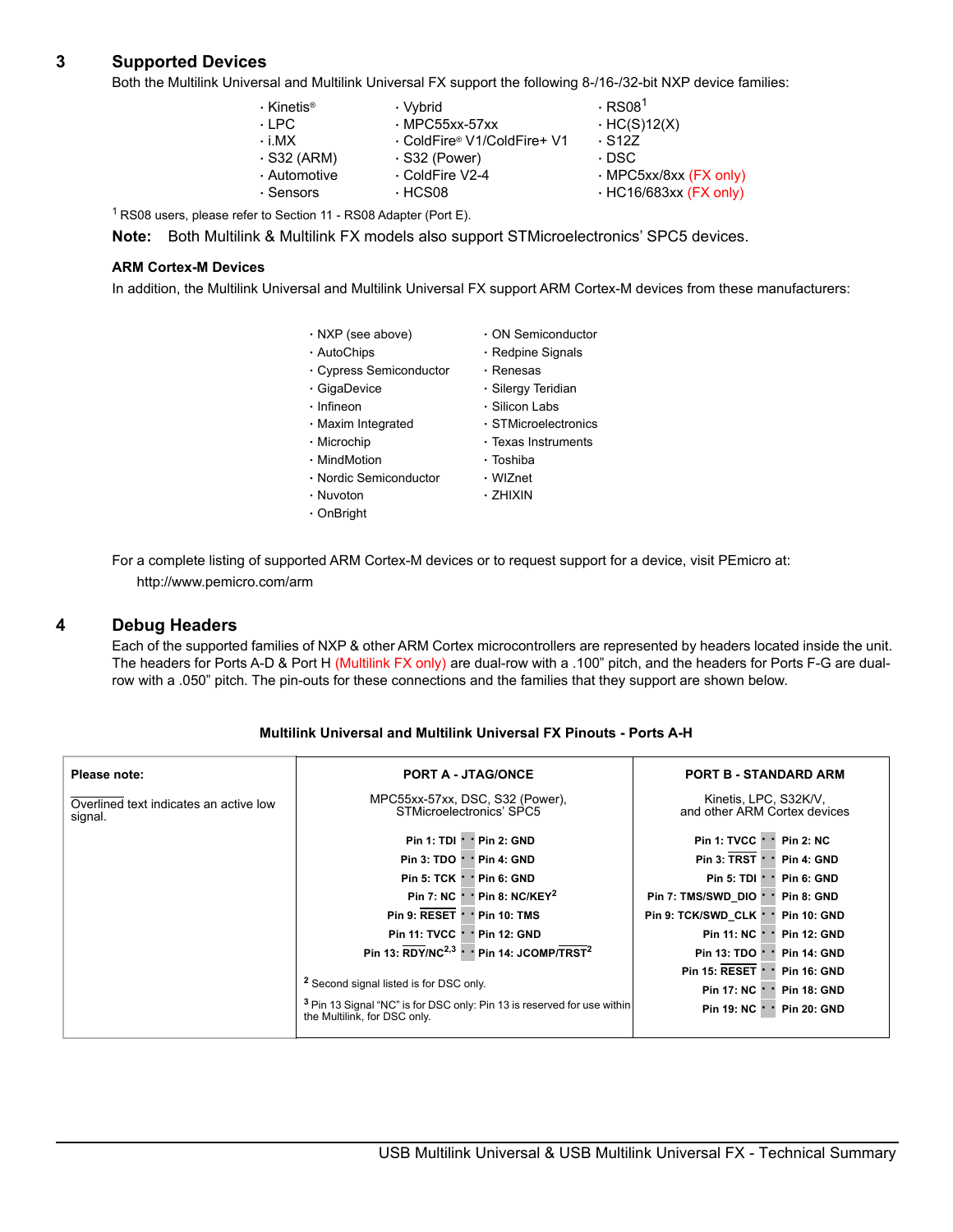## 3 Supported Devices

Both the Multilink Universal and Multilink Universal FX support the following 8-/16-/32-bit NXP device families:

- Kinetis®
- LPC
- i.MX
- S32 (ARM)
- Automotive
- Sensors
- Vybrid
- MPC55xx-57xx
- ColdFire® V1/ColdFire+ V1
- S32 (Power)
- ColdFire V2-4
- HCS08
- RS08[1]
- HC(S)12(X)
- S12Z
- DSC
- MPC5xx/8xx (FX only)
- HC16/683xx (FX only)

[1] RS08 users, please refer to Section 11 - RS08 Adapter (Port E).

**Note:** Both Multilink & Multilink FX models also support STMicroelectronics' SPC5 devices.

### ARM Cortex-M Devices

In addition, the Multilink Universal and Multilink Universal FX support ARM Cortex-M devices from these manufacturers:

- NXP (see above)
- AutoChips
- Cypress Semiconductor
- GigaDevice
- Infineon
- Maxim Integrated
- Microchip
- MindMotion
- Nordic Semiconductor
- Nuvoton
- OnBright
- ON Semiconductor
- Redpine Signals
- Renesas
- Silergy Teridian
- Silicon Labs
- STMicroelectronics
- Texas Instruments
- Toshiba
- WIZnet
- ZHIXIN

For a complete listing of supported ARM Cortex-M devices or to request support for a device, visit PEmicro at:

http://www.pemicro.com/arm

## 4 Debug Headers

Each of the supported families of NXP & other ARM Cortex microcontrollers are represented by headers located inside the unit. The headers for Ports A-D & Port H (Multilink FX only) are dual-row with a .100" pitch, and the headers for Ports F-G are dual-row with a .050" pitch. The pin-outs for these connections and the families that they support are shown below.

**Multilink Universal and Multilink Universal FX Pinouts - Ports A-H**

**Please note:** Overlined text indicates an active low signal.

| PORT A - JTAG/ONCE (MPC55xx-57xx, DSC, S32 (Power), STMicroelectronics' SPC5) | | PORT B - STANDARD ARM (Kinetis, LPC, S32K/V, and other ARM Cortex devices) | |
|---|---|---|---|
| Pin 1: TDI | Pin 2: GND | Pin 1: TVCC | Pin 2: NC |
| Pin 3: TDO | Pin 4: GND | Pin 3: $\overline{\text{TRST}}$ | Pin 4: GND |
| Pin 5: TCK | Pin 6: GND | Pin 5: TDI | Pin 6: GND |
| Pin 7: NC | Pin 8: NC/KEY[2] | Pin 7: TMS/SWD_DIO | Pin 8: GND |
| Pin 9: $\overline{\text{RESET}}$ | Pin 10: TMS | Pin 9: TCK/SWD_CLK | Pin 10: GND |
| Pin 11: TVCC | Pin 12: GND | Pin 11: NC | Pin 12: GND |
| Pin 13: $\overline{\text{RDY}}$/NC[2,3] | Pin 14: JCOMP/$\overline{\text{TRST}}$[2] | Pin 13: TDO | Pin 14: GND |
| | | Pin 15: $\overline{\text{RESET}}$ | Pin 16: GND |
| | | Pin 17: NC | Pin 18: GND |
| | | Pin 19: NC | Pin 20: GND |

[2] Second signal listed is for DSC only.

[3] Pin 13 Signal "NC" is for DSC only: Pin 13 is reserved for use within the Multilink, for DSC only.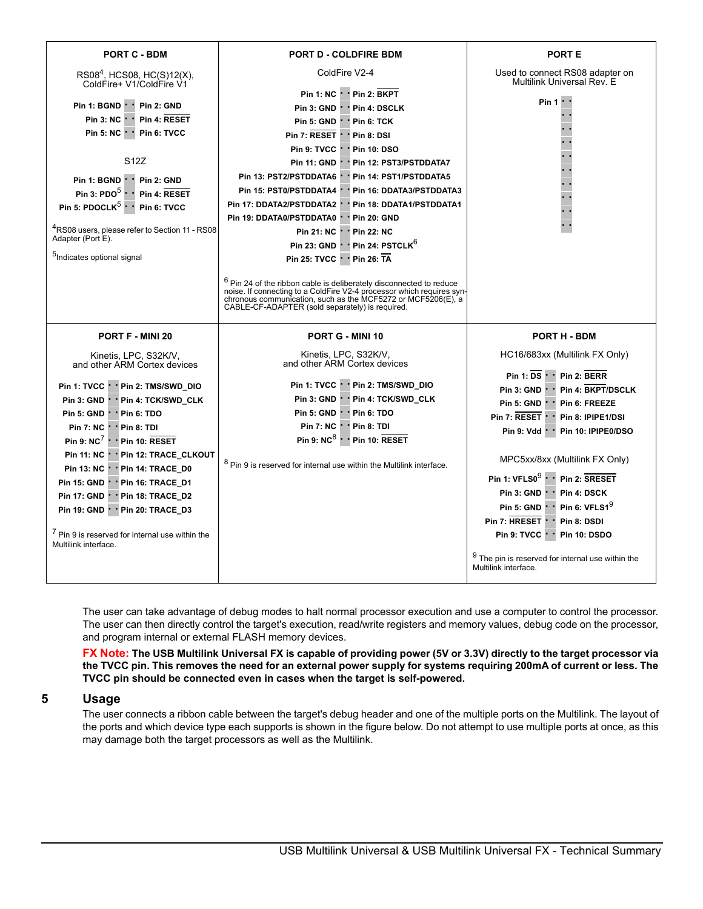### PORT C - BDM

RS08[4], HCS08, HC(S)12(X), ColdFire+ V1/ColdFire V1

| Pin | Pin |
|---|---|
| Pin 1: BGND | Pin 2: GND |
| Pin 3: NC | Pin 4: RESET |
| Pin 5: NC | Pin 6: TVCC |

S12Z

| Pin | Pin |
|---|---|
| Pin 1: BGND | Pin 2: GND |
| Pin 3: PDO[5] | Pin 4: RESET |
| Pin 5: PDOCLK[5] | Pin 6: TVCC |

[4]RS08 users, please refer to Section 11 - RS08 Adapter (Port E).

[5]Indicates optional signal

### PORT D - COLDFIRE BDM

ColdFire V2-4

| Pin | Pin |
|---|---|
| Pin 1: NC | Pin 2: BKPT |
| Pin 3: GND | Pin 4: DSCLK |
| Pin 5: GND | Pin 6: TCK |
| Pin 7: RESET | Pin 8: DSI |
| Pin 9: TVCC | Pin 10: DSO |
| Pin 11: GND | Pin 12: PST3/PSTDDATA7 |
| Pin 13: PST2/PSTDDATA6 | Pin 14: PST1/PSTDDATA5 |
| Pin 15: PST0/PSTDDATA4 | Pin 16: DDATA3/PSTDDATA3 |
| Pin 17: DDATA2/PSTDDATA2 | Pin 18: DDATA1/PSTDDATA1 |
| Pin 19: DDATA0/PSTDDATA0 | Pin 20: GND |
| Pin 21: NC | Pin 22: NC |
| Pin 23: GND | Pin 24: PSTCLK[6] |
| Pin 25: TVCC | Pin 26: TA |

[6] Pin 24 of the ribbon cable is deliberately disconnected to reduce noise. If connecting to a ColdFire V2-4 processor which requires synchronous communication, such as the MCF5272 or MCF5206(E), a CABLE-CF-ADAPTER (sold separately) is required.

### PORT E

Used to connect RS08 adapter on Multilink Universal Rev. E

Pin 1

### PORT F - MINI 20

Kinetis, LPC, S32K/V, and other ARM Cortex devices

| Pin | Pin |
|---|---|
| Pin 1: TVCC | Pin 2: TMS/SWD_DIO |
| Pin 3: GND | Pin 4: TCK/SWD_CLK |
| Pin 5: GND | Pin 6: TDO |
| Pin 7: NC | Pin 8: TDI |
| Pin 9: NC[7] | Pin 10: RESET |
| Pin 11: NC | Pin 12: TRACE_CLKOUT |
| Pin 13: NC | Pin 14: TRACE_D0 |
| Pin 15: GND | Pin 16: TRACE_D1 |
| Pin 17: GND | Pin 18: TRACE_D2 |
| Pin 19: GND | Pin 20: TRACE_D3 |

[7] Pin 9 is reserved for internal use within the Multilink interface.

### PORT G - MINI 10

Kinetis, LPC, S32K/V, and other ARM Cortex devices

| Pin | Pin |
|---|---|
| Pin 1: TVCC | Pin 2: TMS/SWD_DIO |
| Pin 3: GND | Pin 4: TCK/SWD_CLK |
| Pin 5: GND | Pin 6: TDO |
| Pin 7: NC | Pin 8: TDI |
| Pin 9: NC[8] | Pin 10: RESET |

[8] Pin 9 is reserved for internal use within the Multilink interface.

### PORT H - BDM

HC16/683xx (Multilink FX Only)

| Pin | Pin |
|---|---|
| Pin 1: DS | Pin 2: BERR |
| Pin 3: GND | Pin 4: BKPT/DSCLK |
| Pin 5: GND | Pin 6: FREEZE |
| Pin 7: RESET | Pin 8: IPIPE1/DSI |
| Pin 9: Vdd | Pin 10: IPIPE0/DSO |

MPC5xx/8xx (Multilink FX Only)

| Pin | Pin |
|---|---|
| Pin 1: VFLS0[9] | Pin 2: SRESET |
| Pin 3: GND | Pin 4: DSCK |
| Pin 5: GND | Pin 6: VFLS1[9] |
| Pin 7: HRESET | Pin 8: DSDI |
| Pin 9: TVCC | Pin 10: DSDO |

[9] The pin is reserved for internal use within the Multilink interface.

The user can take advantage of debug modes to halt normal processor execution and use a computer to control the processor. The user can then directly control the target's execution, read/write registers and memory values, debug code on the processor, and program internal or external FLASH memory devices.

**FX Note: The USB Multilink Universal FX is capable of providing power (5V or 3.3V) directly to the target processor via the TVCC pin. This removes the need for an external power supply for systems requiring 200mA of current or less. The TVCC pin should be connected even in cases when the target is self-powered.**

## 5 Usage

The user connects a ribbon cable between the target's debug header and one of the multiple ports on the Multilink. The layout of the ports and which device type each supports is shown in the figure below. Do not attempt to use multiple ports at once, as this may damage both the target processors as well as the Multilink.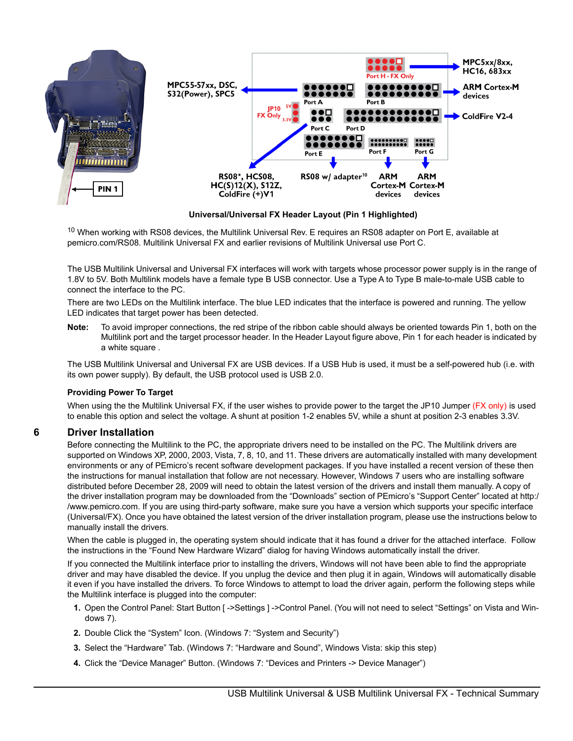Universal/Universal FX Header Layout (Pin 1 Highlighted)

[10] When working with RS08 devices, the Multilink Universal Rev. E requires an RS08 adapter on Port E, available at pemicro.com/RS08. Multilink Universal FX and earlier revisions of Multilink Universal use Port C.

The USB Multilink Universal and Universal FX interfaces will work with targets whose processor power supply is in the range of 1.8V to 5V. Both Multilink models have a female type B USB connector. Use a Type A to Type B male-to-male USB cable to connect the interface to the PC.

There are two LEDs on the Multilink interface. The blue LED indicates that the interface is powered and running. The yellow LED indicates that target power has been detected.

**Note:** To avoid improper connections, the red stripe of the ribbon cable should always be oriented towards Pin 1, both on the Multilink port and the target processor header. In the Header Layout figure above, Pin 1 for each header is indicated by a white square .

The USB Multilink Universal and Universal FX are USB devices. If a USB Hub is used, it must be a self-powered hub (i.e. with its own power supply). By default, the USB protocol used is USB 2.0.

### Providing Power To Target

When using the the Multilink Universal FX, if the user wishes to provide power to the target the JP10 Jumper (FX only) is used to enable this option and select the voltage. A shunt at position 1-2 enables 5V, while a shunt at position 2-3 enables 3.3V.

## 6 Driver Installation

Before connecting the Multilink to the PC, the appropriate drivers need to be installed on the PC. The Multilink drivers are supported on Windows XP, 2000, 2003, Vista, 7, 8, 10, and 11. These drivers are automatically installed with many development environments or any of PEmicro's recent software development packages. If you have installed a recent version of these then the instructions for manual installation that follow are not necessary. However, Windows 7 users who are installing software distributed before December 28, 2009 will need to obtain the latest version of the drivers and install them manually. A copy of the driver installation program may be downloaded from the "Downloads" section of PEmicro's "Support Center" located at http://www.pemicro.com. If you are using third-party software, make sure you have a version which supports your specific interface (Universal/FX). Once you have obtained the latest version of the driver installation program, please use the instructions below to manually install the drivers.

When the cable is plugged in, the operating system should indicate that it has found a driver for the attached interface. Follow the instructions in the "Found New Hardware Wizard" dialog for having Windows automatically install the driver.

If you connected the Multilink interface prior to installing the drivers, Windows will not have been able to find the appropriate driver and may have disabled the device. If you unplug the device and then plug it in again, Windows will automatically disable it even if you have installed the drivers. To force Windows to attempt to load the driver again, perform the following steps while the Multilink interface is plugged into the computer:

1. Open the Control Panel: Start Button [ ->Settings ] ->Control Panel. (You will not need to select "Settings" on Vista and Windows 7).
2. Double Click the "System" Icon. (Windows 7: "System and Security")
3. Select the "Hardware" Tab. (Windows 7: "Hardware and Sound", Windows Vista: skip this step)
4. Click the "Device Manager" Button. (Windows 7: "Devices and Printers -> Device Manager")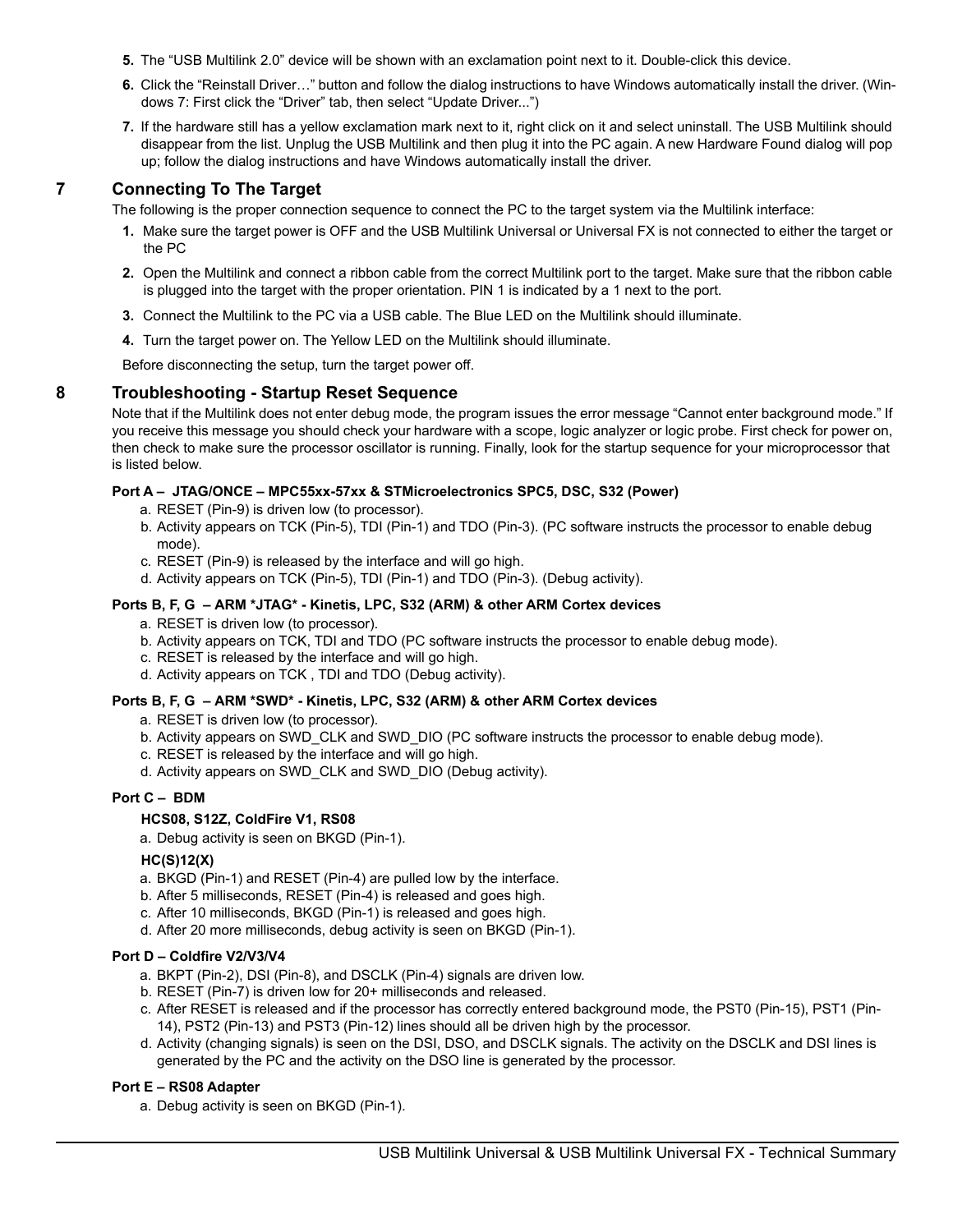5. The “USB Multilink 2.0” device will be shown with an exclamation point next to it. Double-click this device.
6. Click the “Reinstall Driver…” button and follow the dialog instructions to have Windows automatically install the driver. (Windows 7: First click the “Driver” tab, then select “Update Driver...”)
7. If the hardware still has a yellow exclamation mark next to it, right click on it and select uninstall. The USB Multilink should disappear from the list. Unplug the USB Multilink and then plug it into the PC again. A new Hardware Found dialog will pop up; follow the dialog instructions and have Windows automatically install the driver.

## 7 Connecting To The Target

The following is the proper connection sequence to connect the PC to the target system via the Multilink interface:

1. Make sure the target power is OFF and the USB Multilink Universal or Universal FX is not connected to either the target or the PC
2. Open the Multilink and connect a ribbon cable from the correct Multilink port to the target. Make sure that the ribbon cable is plugged into the target with the proper orientation. PIN 1 is indicated by a 1 next to the port.
3. Connect the Multilink to the PC via a USB cable. The Blue LED on the Multilink should illuminate.
4. Turn the target power on. The Yellow LED on the Multilink should illuminate.

Before disconnecting the setup, turn the target power off.

## 8 Troubleshooting - Startup Reset Sequence

Note that if the Multilink does not enter debug mode, the program issues the error message “Cannot enter background mode.” If you receive this message you should check your hardware with a scope, logic analyzer or logic probe. First check for power on, then check to make sure the processor oscillator is running. Finally, look for the startup sequence for your microprocessor that is listed below.

**Port A – JTAG/ONCE – MPC55xx-57xx & STMicroelectronics SPC5, DSC, S32 (Power)**

a. RESET (Pin-9) is driven low (to processor).
b. Activity appears on TCK (Pin-5), TDI (Pin-1) and TDO (Pin-3). (PC software instructs the processor to enable debug mode).
c. RESET (Pin-9) is released by the interface and will go high.
d. Activity appears on TCK (Pin-5), TDI (Pin-1) and TDO (Pin-3). (Debug activity).

**Ports B, F, G – ARM *JTAG* - Kinetis, LPC, S32 (ARM) & other ARM Cortex devices**

a. RESET is driven low (to processor).
b. Activity appears on TCK, TDI and TDO (PC software instructs the processor to enable debug mode).
c. RESET is released by the interface and will go high.
d. Activity appears on TCK , TDI and TDO (Debug activity).

**Ports B, F, G – ARM *SWD* - Kinetis, LPC, S32 (ARM) & other ARM Cortex devices**

a. RESET is driven low (to processor).
b. Activity appears on SWD_CLK and SWD_DIO (PC software instructs the processor to enable debug mode).
c. RESET is released by the interface and will go high.
d. Activity appears on SWD_CLK and SWD_DIO (Debug activity).

**Port C – BDM**

**HCS08, S12Z, ColdFire V1, RS08**

a. Debug activity is seen on BKGD (Pin-1).

**HC(S)12(X)**

a. BKGD (Pin-1) and RESET (Pin-4) are pulled low by the interface.
b. After 5 milliseconds, RESET (Pin-4) is released and goes high.
c. After 10 milliseconds, BKGD (Pin-1) is released and goes high.
d. After 20 more milliseconds, debug activity is seen on BKGD (Pin-1).

**Port D – Coldfire V2/V3/V4**

a. BKPT (Pin-2), DSI (Pin-8), and DSCLK (Pin-4) signals are driven low.
b. RESET (Pin-7) is driven low for 20+ milliseconds and released.
c. After RESET is released and if the processor has correctly entered background mode, the PST0 (Pin-15), PST1 (Pin-14), PST2 (Pin-13) and PST3 (Pin-12) lines should all be driven high by the processor.
d. Activity (changing signals) is seen on the DSI, DSO, and DSCLK signals. The activity on the DSCLK and DSI lines is generated by the PC and the activity on the DSO line is generated by the processor.

**Port E – RS08 Adapter**

a. Debug activity is seen on BKGD (Pin-1).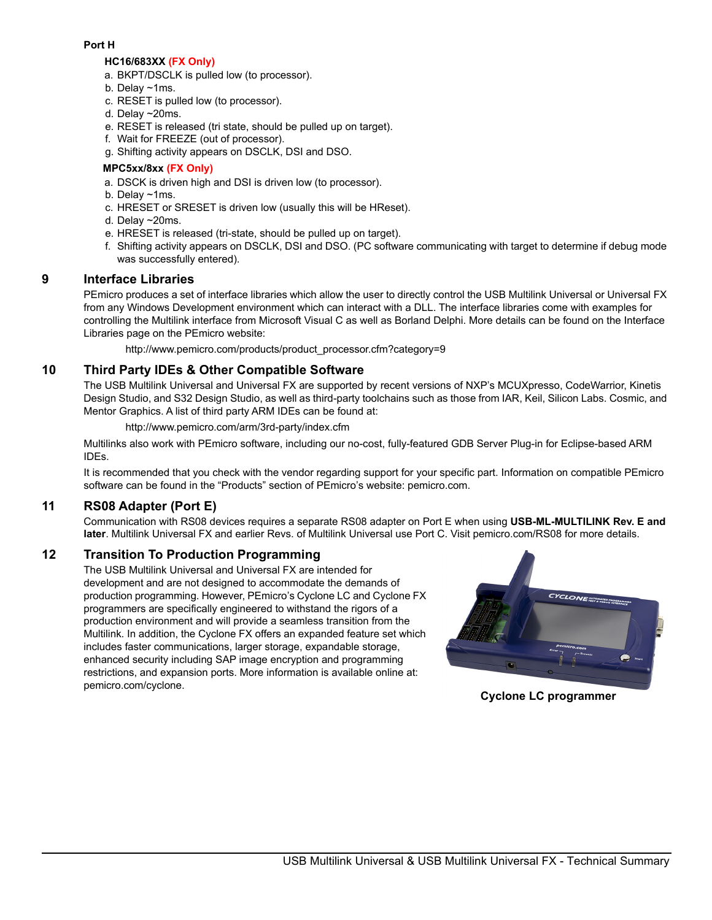**Port H**

**HC16/683XX (FX Only)**

a. BKPT/DSCLK is pulled low (to processor).
b. Delay ~1ms.
c. RESET is pulled low (to processor).
d. Delay ~20ms.
e. RESET is released (tri state, should be pulled up on target).
f. Wait for FREEZE (out of processor).
g. Shifting activity appears on DSCLK, DSI and DSO.

**MPC5xx/8xx (FX Only)**

a. DSCK is driven high and DSI is driven low (to processor).
b. Delay ~1ms.
c. HRESET or SRESET is driven low (usually this will be HReset).
d. Delay ~20ms.
e. HRESET is released (tri-state, should be pulled up on target).
f. Shifting activity appears on DSCLK, DSI and DSO. (PC software communicating with target to determine if debug mode was successfully entered).

## 9 Interface Libraries

PEmicro produces a set of interface libraries which allow the user to directly control the USB Multilink Universal or Universal FX from any Windows Development environment which can interact with a DLL. The interface libraries come with examples for controlling the Multilink interface from Microsoft Visual C as well as Borland Delphi. More details can be found on the Interface Libraries page on the PEmicro website:

http://www.pemicro.com/products/product_processor.cfm?category=9

## 10 Third Party IDEs & Other Compatible Software

The USB Multilink Universal and Universal FX are supported by recent versions of NXP's MCUXpresso, CodeWarrior, Kinetis Design Studio, and S32 Design Studio, as well as third-party toolchains such as those from IAR, Keil, Silicon Labs. Cosmic, and Mentor Graphics. A list of third party ARM IDEs can be found at:

http://www.pemicro.com/arm/3rd-party/index.cfm

Multilinks also work with PEmicro software, including our no-cost, fully-featured GDB Server Plug-in for Eclipse-based ARM IDEs.

It is recommended that you check with the vendor regarding support for your specific part. Information on compatible PEmicro software can be found in the "Products" section of PEmicro's website: pemicro.com.

## 11 RS08 Adapter (Port E)

Communication with RS08 devices requires a separate RS08 adapter on Port E when using **USB-ML-MULTILINK Rev. E and later**. Multilink Universal FX and earlier Revs. of Multilink Universal use Port C. Visit pemicro.com/RS08 for more details.

## 12 Transition To Production Programming

The USB Multilink Universal and Universal FX are intended for development and are not designed to accommodate the demands of production programming. However, PEmicro's Cyclone LC and Cyclone FX programmers are specifically engineered to withstand the rigors of a production environment and will provide a seamless transition from the Multilink. In addition, the Cyclone FX offers an expanded feature set which includes faster communications, larger storage, expandable storage, enhanced security including SAP image encryption and programming restrictions, and expansion ports. More information is available online at: pemicro.com/cyclone.

**Cyclone LC programmer**